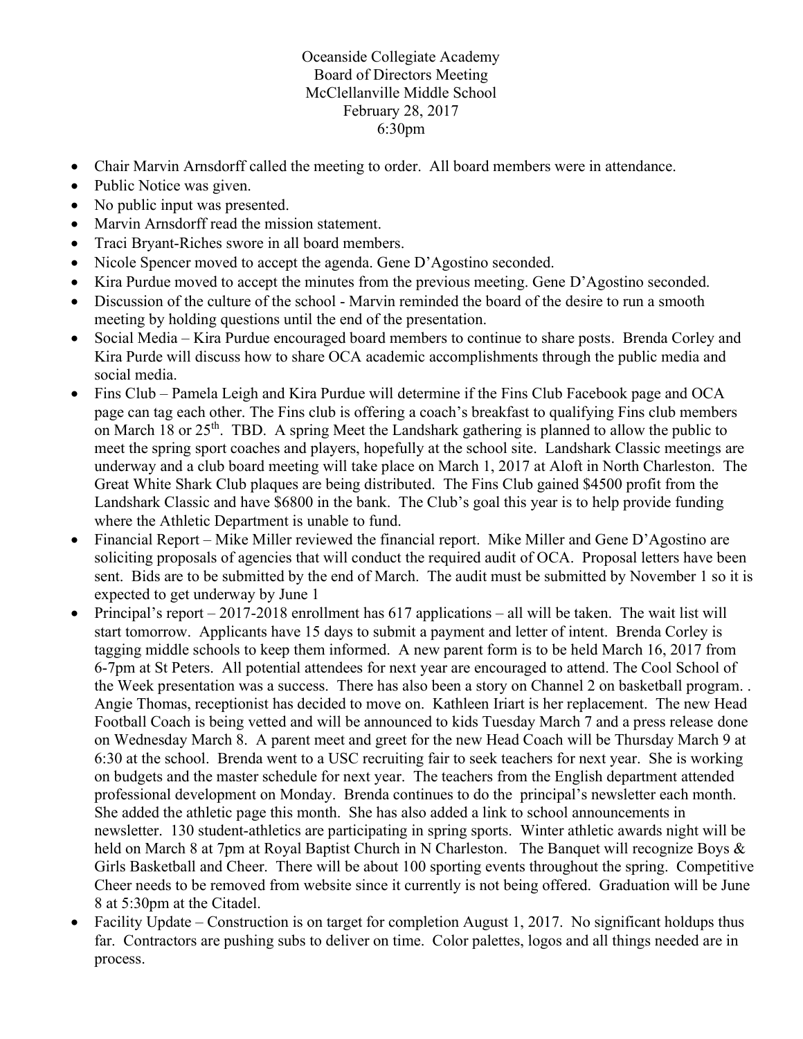Oceanside Collegiate Academy
Board of Directors Meeting
McClellanville Middle School
February 28, 2017
6:30pm

- Chair Marvin Arnsdorff called the meeting to order. All board members were in attendance.
- Public Notice was given.
- No public input was presented.
- Marvin Arnsdorff read the mission statement.
- Traci Bryant-Riches swore in all board members.
- Nicole Spencer moved to accept the agenda. Gene D'Agostino seconded.
- Kira Purdue moved to accept the minutes from the previous meeting. Gene D'Agostino seconded.
- Discussion of the culture of the school - Marvin reminded the board of the desire to run a smooth meeting by holding questions until the end of the presentation.
- Social Media – Kira Purdue encouraged board members to continue to share posts. Brenda Corley and Kira Purde will discuss how to share OCA academic accomplishments through the public media and social media.
- Fins Club – Pamela Leigh and Kira Purdue will determine if the Fins Club Facebook page and OCA page can tag each other. The Fins club is offering a coach's breakfast to qualifying Fins club members on March 18 or 25th. TBD. A spring Meet the Landshark gathering is planned to allow the public to meet the spring sport coaches and players, hopefully at the school site. Landshark Classic meetings are underway and a club board meeting will take place on March 1, 2017 at Aloft in North Charleston. The Great White Shark Club plaques are being distributed. The Fins Club gained $4500 profit from the Landshark Classic and have $6800 in the bank. The Club's goal this year is to help provide funding where the Athletic Department is unable to fund.
- Financial Report – Mike Miller reviewed the financial report. Mike Miller and Gene D'Agostino are soliciting proposals of agencies that will conduct the required audit of OCA. Proposal letters have been sent. Bids are to be submitted by the end of March. The audit must be submitted by November 1 so it is expected to get underway by June 1
- Principal's report – 2017-2018 enrollment has 617 applications – all will be taken. The wait list will start tomorrow. Applicants have 15 days to submit a payment and letter of intent. Brenda Corley is tagging middle schools to keep them informed. A new parent form is to be held March 16, 2017 from 6-7pm at St Peters. All potential attendees for next year are encouraged to attend. The Cool School of the Week presentation was a success. There has also been a story on Channel 2 on basketball program. . Angie Thomas, receptionist has decided to move on. Kathleen Iriart is her replacement. The new Head Football Coach is being vetted and will be announced to kids Tuesday March 7 and a press release done on Wednesday March 8. A parent meet and greet for the new Head Coach will be Thursday March 9 at 6:30 at the school. Brenda went to a USC recruiting fair to seek teachers for next year. She is working on budgets and the master schedule for next year. The teachers from the English department attended professional development on Monday. Brenda continues to do the principal's newsletter each month. She added the athletic page this month. She has also added a link to school announcements in newsletter. 130 student-athletics are participating in spring sports. Winter athletic awards night will be held on March 8 at 7pm at Royal Baptist Church in N Charleston. The Banquet will recognize Boys & Girls Basketball and Cheer. There will be about 100 sporting events throughout the spring. Competitive Cheer needs to be removed from website since it currently is not being offered. Graduation will be June 8 at 5:30pm at the Citadel.
- Facility Update – Construction is on target for completion August 1, 2017. No significant holdups thus far. Contractors are pushing subs to deliver on time. Color palettes, logos and all things needed are in process.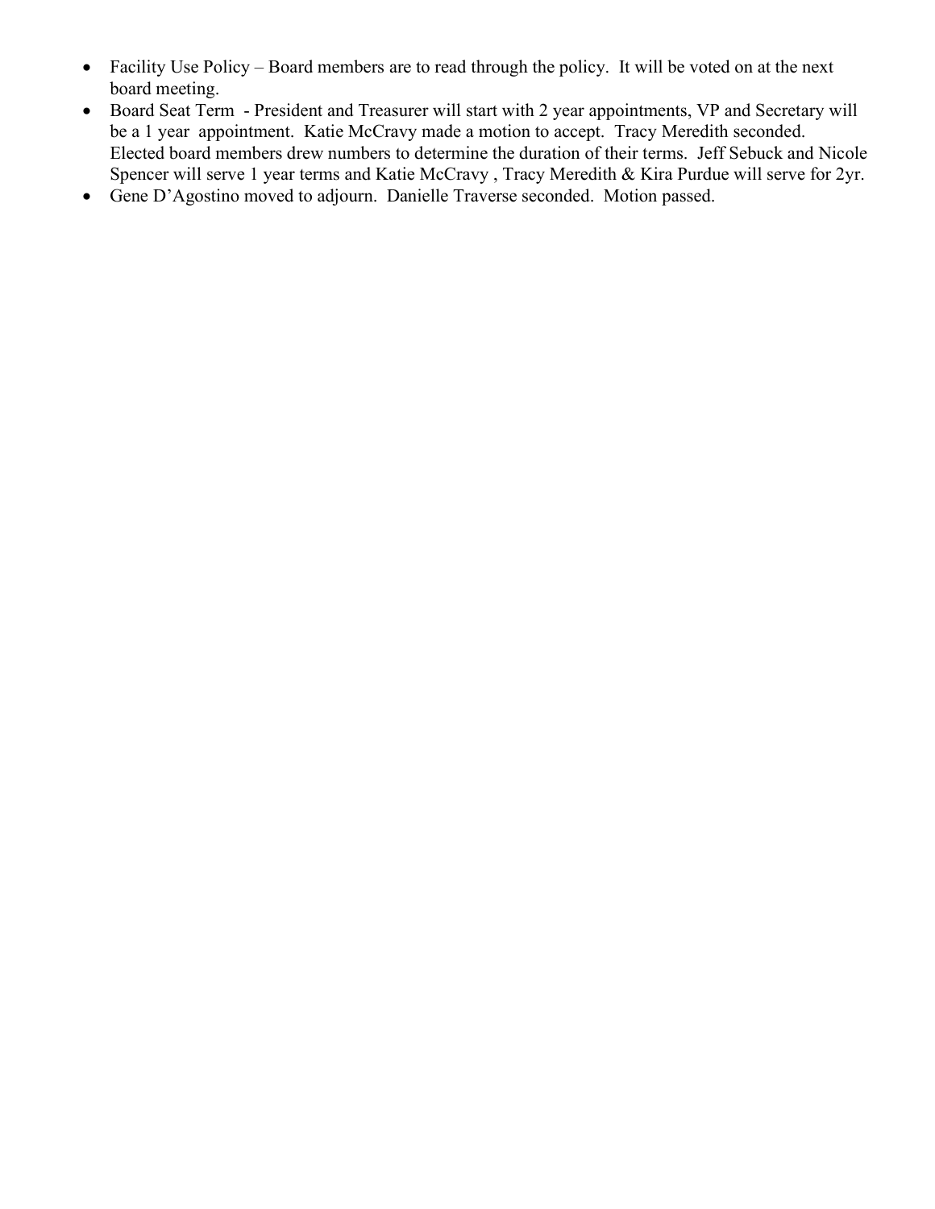- Facility Use Policy – Board members are to read through the policy. It will be voted on at the next board meeting.
- Board Seat Term - President and Treasurer will start with 2 year appointments, VP and Secretary will be a 1 year appointment. Katie McCravy made a motion to accept. Tracy Meredith seconded. Elected board members drew numbers to determine the duration of their terms. Jeff Sebuck and Nicole Spencer will serve 1 year terms and Katie McCravy , Tracy Meredith & Kira Purdue will serve for 2yr.
- Gene D'Agostino moved to adjourn. Danielle Traverse seconded. Motion passed.